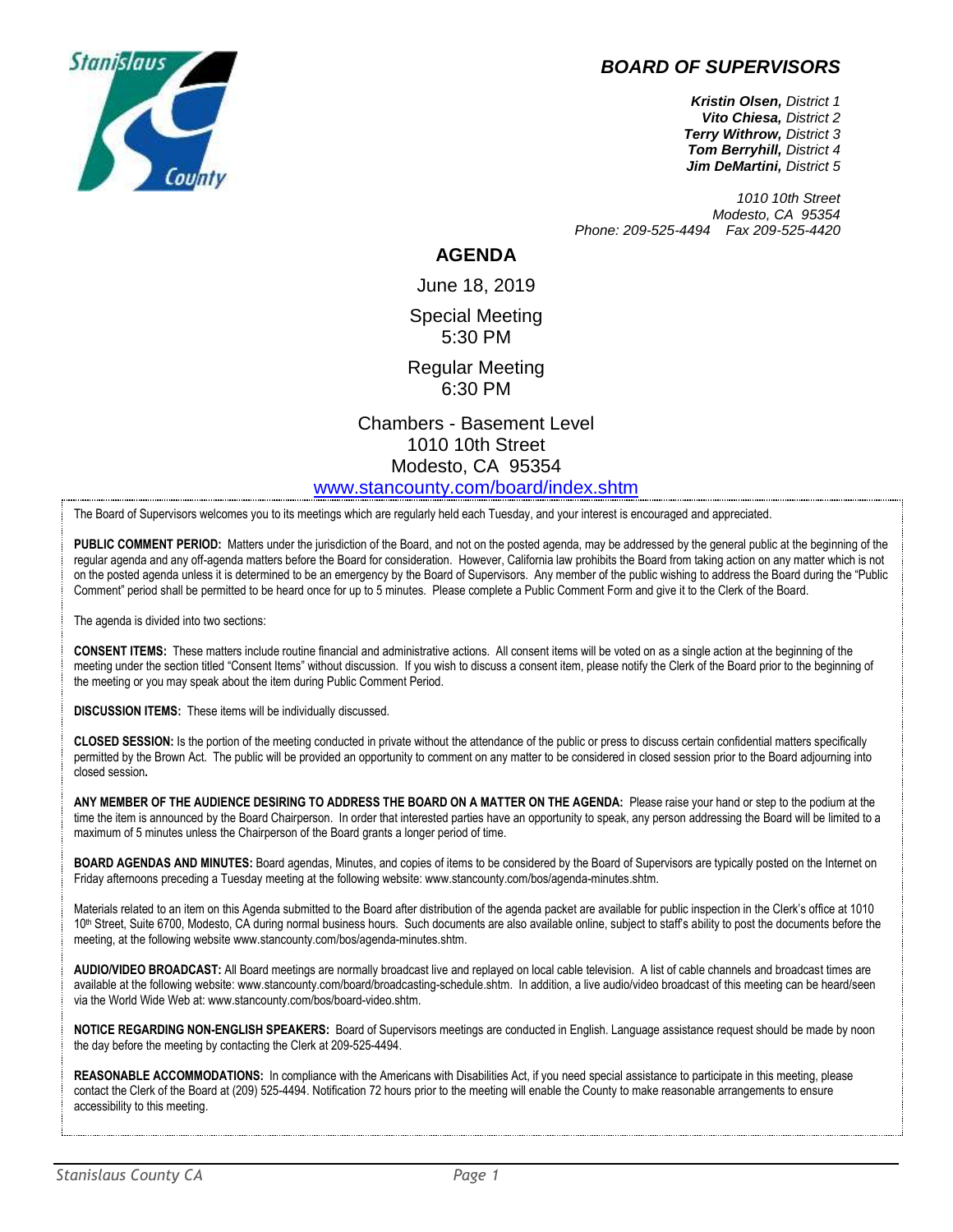# BOARD OF SUPERVISORS

***Kristin Olsen,*** *District 1*
***Vito Chiesa,*** *District 2*
***Terry Withrow,*** *District 3*
***Tom Berryhill,*** *District 4*
***Jim DeMartini,*** *District 5*

*1010 10th Street*
*Modesto, CA 95354*
*Phone: 209-525-4494 Fax 209-525-4420*

## AGENDA

June 18, 2019

Special Meeting
5:30 PM

Regular Meeting
6:30 PM

Chambers - Basement Level
1010 10th Street
Modesto, CA 95354
www.stancounty.com/board/index.shtm

The Board of Supervisors welcomes you to its meetings which are regularly held each Tuesday, and your interest is encouraged and appreciated.

**PUBLIC COMMENT PERIOD:** Matters under the jurisdiction of the Board, and not on the posted agenda, may be addressed by the general public at the beginning of the regular agenda and any off-agenda matters before the Board for consideration. However, California law prohibits the Board from taking action on any matter which is not on the posted agenda unless it is determined to be an emergency by the Board of Supervisors. Any member of the public wishing to address the Board during the "Public Comment" period shall be permitted to be heard once for up to 5 minutes. Please complete a Public Comment Form and give it to the Clerk of the Board.

The agenda is divided into two sections:

**CONSENT ITEMS:** These matters include routine financial and administrative actions. All consent items will be voted on as a single action at the beginning of the meeting under the section titled "Consent Items" without discussion. If you wish to discuss a consent item, please notify the Clerk of the Board prior to the beginning of the meeting or you may speak about the item during Public Comment Period.

**DISCUSSION ITEMS:** These items will be individually discussed.

**CLOSED SESSION:** Is the portion of the meeting conducted in private without the attendance of the public or press to discuss certain confidential matters specifically permitted by the Brown Act. The public will be provided an opportunity to comment on any matter to be considered in closed session prior to the Board adjourning into closed session**.**

**ANY MEMBER OF THE AUDIENCE DESIRING TO ADDRESS THE BOARD ON A MATTER ON THE AGENDA:** Please raise your hand or step to the podium at the time the item is announced by the Board Chairperson. In order that interested parties have an opportunity to speak, any person addressing the Board will be limited to a maximum of 5 minutes unless the Chairperson of the Board grants a longer period of time.

**BOARD AGENDAS AND MINUTES:** Board agendas, Minutes, and copies of items to be considered by the Board of Supervisors are typically posted on the Internet on Friday afternoons preceding a Tuesday meeting at the following website: www.stancounty.com/bos/agenda-minutes.shtm.

Materials related to an item on this Agenda submitted to the Board after distribution of the agenda packet are available for public inspection in the Clerk's office at 1010 10th Street, Suite 6700, Modesto, CA during normal business hours. Such documents are also available online, subject to staff's ability to post the documents before the meeting, at the following website www.stancounty.com/bos/agenda-minutes.shtm.

**AUDIO/VIDEO BROADCAST:** All Board meetings are normally broadcast live and replayed on local cable television. A list of cable channels and broadcast times are available at the following website: www.stancounty.com/board/broadcasting-schedule.shtm. In addition, a live audio/video broadcast of this meeting can be heard/seen via the World Wide Web at: www.stancounty.com/bos/board-video.shtm.

**NOTICE REGARDING NON-ENGLISH SPEAKERS:** Board of Supervisors meetings are conducted in English. Language assistance request should be made by noon the day before the meeting by contacting the Clerk at 209-525-4494.

**REASONABLE ACCOMMODATIONS:** In compliance with the Americans with Disabilities Act, if you need special assistance to participate in this meeting, please contact the Clerk of the Board at (209) 525-4494. Notification 72 hours prior to the meeting will enable the County to make reasonable arrangements to ensure accessibility to this meeting.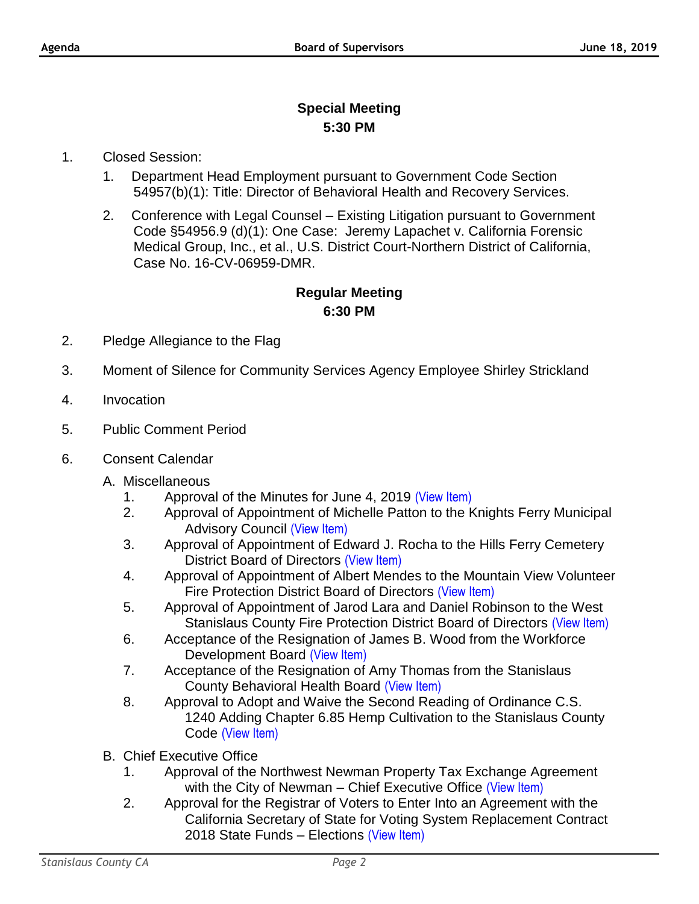## Special Meeting
### 5:30 PM

1. Closed Session:
   1. Department Head Employment pursuant to Government Code Section 54957(b)(1): Title: Director of Behavioral Health and Recovery Services.
   2. Conference with Legal Counsel – Existing Litigation pursuant to Government Code §54956.9 (d)(1): One Case: Jeremy Lapachet v. California Forensic Medical Group, Inc., et al., U.S. District Court-Northern District of California, Case No. 16-CV-06959-DMR.

## Regular Meeting
### 6:30 PM

2. Pledge Allegiance to the Flag
3. Moment of Silence for Community Services Agency Employee Shirley Strickland
4. Invocation
5. Public Comment Period
6. Consent Calendar

   A. Miscellaneous
   1. Approval of the Minutes for June 4, 2019 (View Item)
   2. Approval of Appointment of Michelle Patton to the Knights Ferry Municipal Advisory Council (View Item)
   3. Approval of Appointment of Edward J. Rocha to the Hills Ferry Cemetery District Board of Directors (View Item)
   4. Approval of Appointment of Albert Mendes to the Mountain View Volunteer Fire Protection District Board of Directors (View Item)
   5. Approval of Appointment of Jarod Lara and Daniel Robinson to the West Stanislaus County Fire Protection District Board of Directors (View Item)
   6. Acceptance of the Resignation of James B. Wood from the Workforce Development Board (View Item)
   7. Acceptance of the Resignation of Amy Thomas from the Stanislaus County Behavioral Health Board (View Item)
   8. Approval to Adopt and Waive the Second Reading of Ordinance C.S. 1240 Adding Chapter 6.85 Hemp Cultivation to the Stanislaus County Code (View Item)

   B. Chief Executive Office
   1. Approval of the Northwest Newman Property Tax Exchange Agreement with the City of Newman – Chief Executive Office (View Item)
   2. Approval for the Registrar of Voters to Enter Into an Agreement with the California Secretary of State for Voting System Replacement Contract 2018 State Funds – Elections (View Item)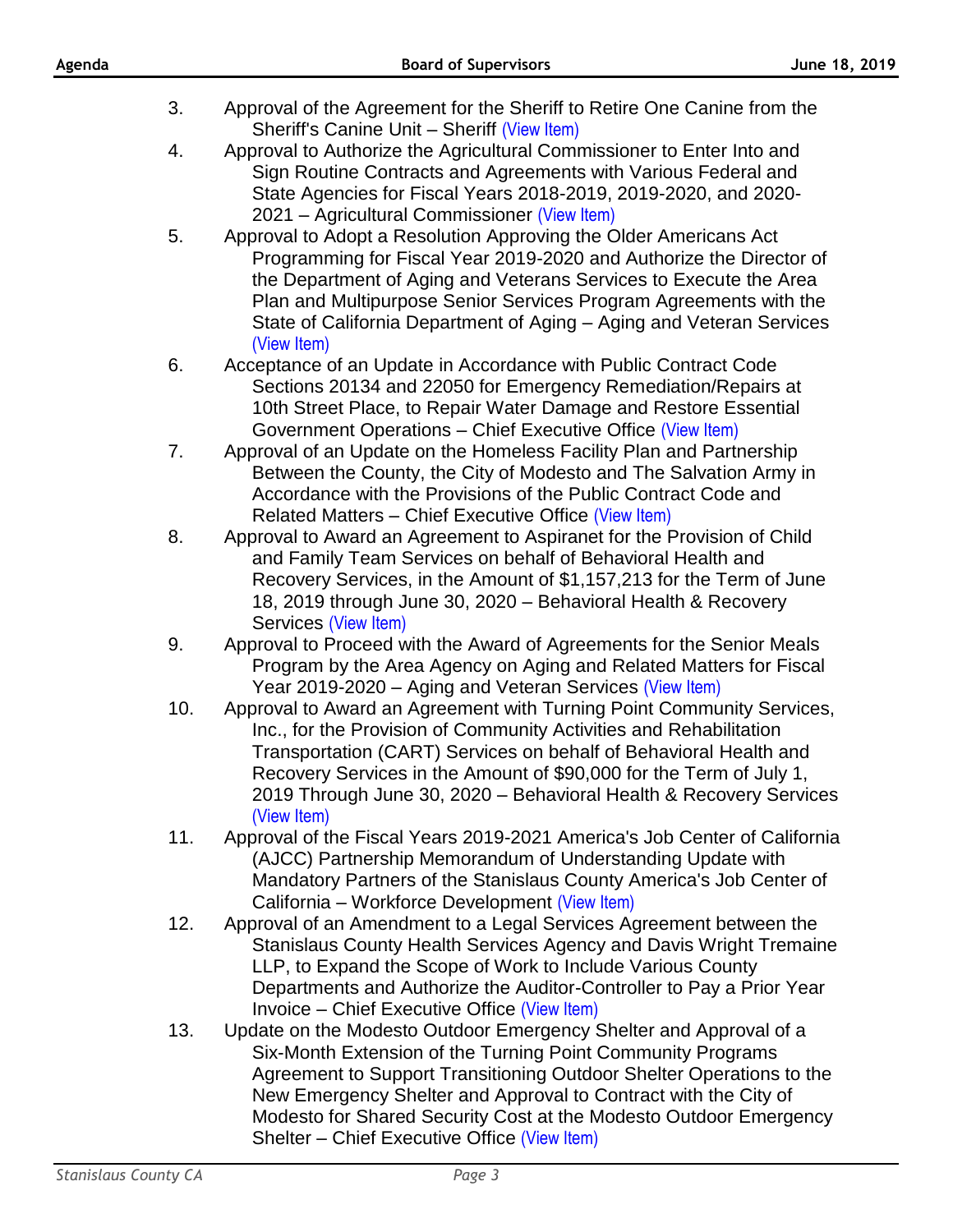3. Approval of the Agreement for the Sheriff to Retire One Canine from the Sheriff's Canine Unit – Sheriff (View Item)
4. Approval to Authorize the Agricultural Commissioner to Enter Into and Sign Routine Contracts and Agreements with Various Federal and State Agencies for Fiscal Years 2018-2019, 2019-2020, and 2020-2021 – Agricultural Commissioner (View Item)
5. Approval to Adopt a Resolution Approving the Older Americans Act Programming for Fiscal Year 2019-2020 and Authorize the Director of the Department of Aging and Veterans Services to Execute the Area Plan and Multipurpose Senior Services Program Agreements with the State of California Department of Aging – Aging and Veteran Services (View Item)
6. Acceptance of an Update in Accordance with Public Contract Code Sections 20134 and 22050 for Emergency Remediation/Repairs at 10th Street Place, to Repair Water Damage and Restore Essential Government Operations – Chief Executive Office (View Item)
7. Approval of an Update on the Homeless Facility Plan and Partnership Between the County, the City of Modesto and The Salvation Army in Accordance with the Provisions of the Public Contract Code and Related Matters – Chief Executive Office (View Item)
8. Approval to Award an Agreement to Aspiranet for the Provision of Child and Family Team Services on behalf of Behavioral Health and Recovery Services, in the Amount of $1,157,213 for the Term of June 18, 2019 through June 30, 2020 – Behavioral Health & Recovery Services (View Item)
9. Approval to Proceed with the Award of Agreements for the Senior Meals Program by the Area Agency on Aging and Related Matters for Fiscal Year 2019-2020 – Aging and Veteran Services (View Item)
10. Approval to Award an Agreement with Turning Point Community Services, Inc., for the Provision of Community Activities and Rehabilitation Transportation (CART) Services on behalf of Behavioral Health and Recovery Services in the Amount of $90,000 for the Term of July 1, 2019 Through June 30, 2020 – Behavioral Health & Recovery Services (View Item)
11. Approval of the Fiscal Years 2019-2021 America's Job Center of California (AJCC) Partnership Memorandum of Understanding Update with Mandatory Partners of the Stanislaus County America's Job Center of California – Workforce Development (View Item)
12. Approval of an Amendment to a Legal Services Agreement between the Stanislaus County Health Services Agency and Davis Wright Tremaine LLP, to Expand the Scope of Work to Include Various County Departments and Authorize the Auditor-Controller to Pay a Prior Year Invoice – Chief Executive Office (View Item)
13. Update on the Modesto Outdoor Emergency Shelter and Approval of a Six-Month Extension of the Turning Point Community Programs Agreement to Support Transitioning Outdoor Shelter Operations to the New Emergency Shelter and Approval to Contract with the City of Modesto for Shared Security Cost at the Modesto Outdoor Emergency Shelter – Chief Executive Office (View Item)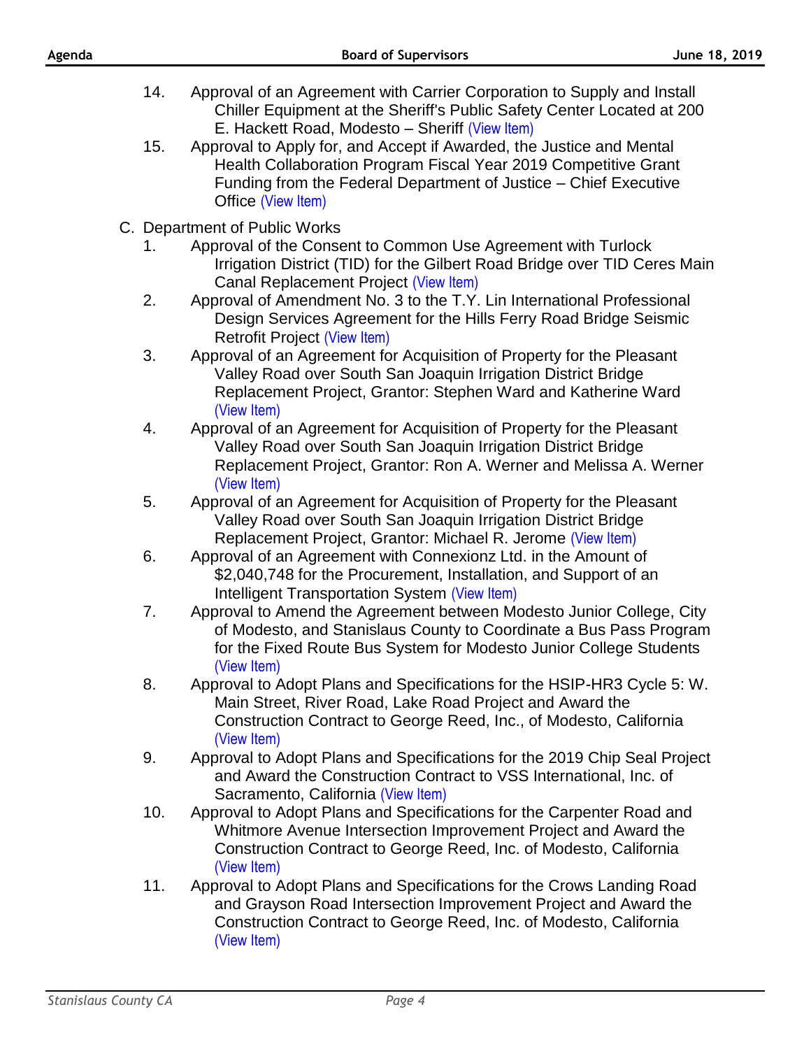14. Approval of an Agreement with Carrier Corporation to Supply and Install Chiller Equipment at the Sheriff's Public Safety Center Located at 200 E. Hackett Road, Modesto – Sheriff (View Item)
15. Approval to Apply for, and Accept if Awarded, the Justice and Mental Health Collaboration Program Fiscal Year 2019 Competitive Grant Funding from the Federal Department of Justice – Chief Executive Office (View Item)

C. Department of Public Works

1. Approval of the Consent to Common Use Agreement with Turlock Irrigation District (TID) for the Gilbert Road Bridge over TID Ceres Main Canal Replacement Project (View Item)
2. Approval of Amendment No. 3 to the T.Y. Lin International Professional Design Services Agreement for the Hills Ferry Road Bridge Seismic Retrofit Project (View Item)
3. Approval of an Agreement for Acquisition of Property for the Pleasant Valley Road over South San Joaquin Irrigation District Bridge Replacement Project, Grantor: Stephen Ward and Katherine Ward (View Item)
4. Approval of an Agreement for Acquisition of Property for the Pleasant Valley Road over South San Joaquin Irrigation District Bridge Replacement Project, Grantor: Ron A. Werner and Melissa A. Werner (View Item)
5. Approval of an Agreement for Acquisition of Property for the Pleasant Valley Road over South San Joaquin Irrigation District Bridge Replacement Project, Grantor: Michael R. Jerome (View Item)
6. Approval of an Agreement with Connexionz Ltd. in the Amount of $2,040,748 for the Procurement, Installation, and Support of an Intelligent Transportation System (View Item)
7. Approval to Amend the Agreement between Modesto Junior College, City of Modesto, and Stanislaus County to Coordinate a Bus Pass Program for the Fixed Route Bus System for Modesto Junior College Students (View Item)
8. Approval to Adopt Plans and Specifications for the HSIP-HR3 Cycle 5: W. Main Street, River Road, Lake Road Project and Award the Construction Contract to George Reed, Inc., of Modesto, California (View Item)
9. Approval to Adopt Plans and Specifications for the 2019 Chip Seal Project and Award the Construction Contract to VSS International, Inc. of Sacramento, California (View Item)
10. Approval to Adopt Plans and Specifications for the Carpenter Road and Whitmore Avenue Intersection Improvement Project and Award the Construction Contract to George Reed, Inc. of Modesto, California (View Item)
11. Approval to Adopt Plans and Specifications for the Crows Landing Road and Grayson Road Intersection Improvement Project and Award the Construction Contract to George Reed, Inc. of Modesto, California (View Item)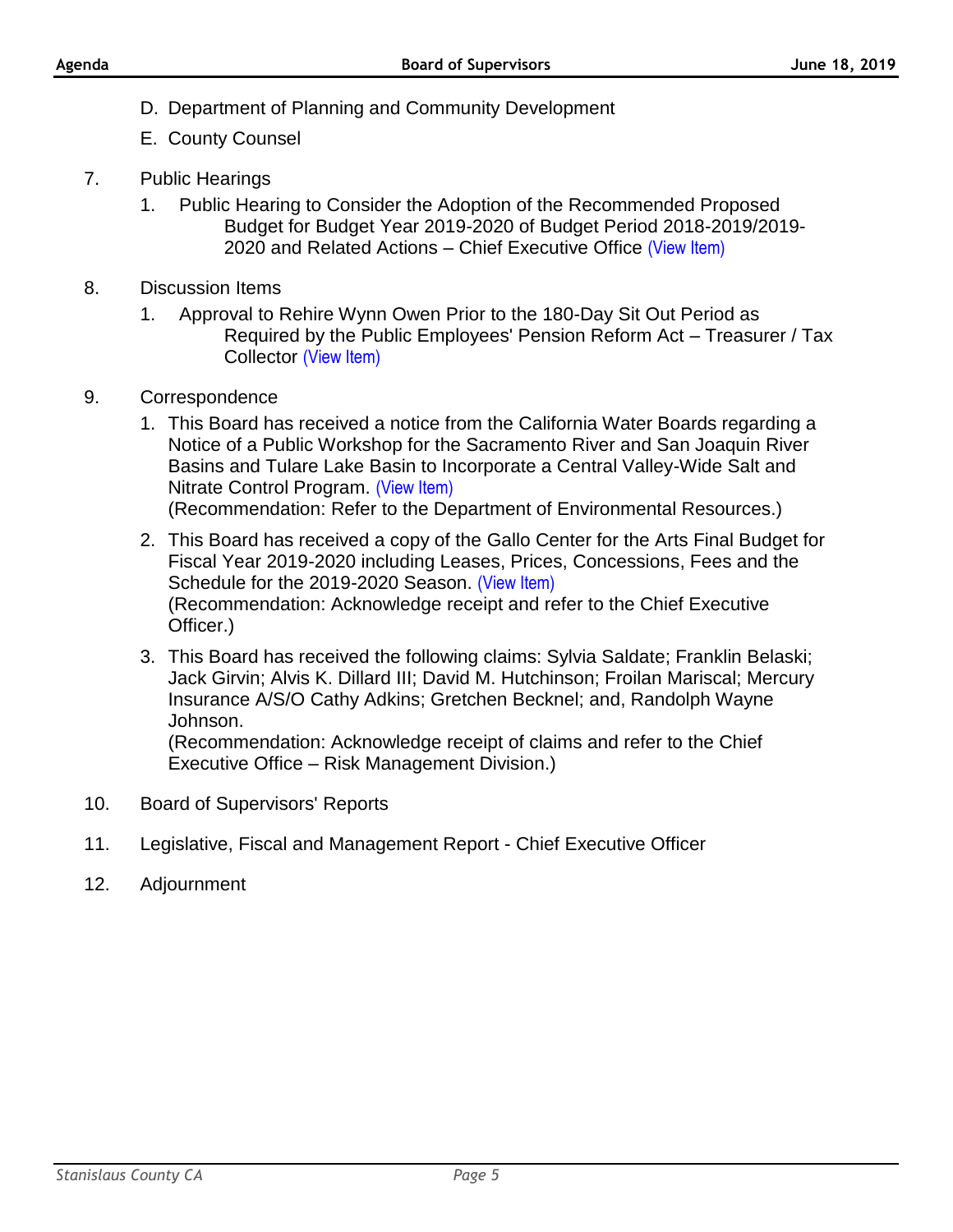D. Department of Planning and Community Development

E. County Counsel

7. Public Hearings

   1. Public Hearing to Consider the Adoption of the Recommended Proposed Budget for Budget Year 2019-2020 of Budget Period 2018-2019/2019-2020 and Related Actions – Chief Executive Office (View Item)

8. Discussion Items

   1. Approval to Rehire Wynn Owen Prior to the 180-Day Sit Out Period as Required by the Public Employees' Pension Reform Act – Treasurer / Tax Collector (View Item)

9. Correspondence

   1. This Board has received a notice from the California Water Boards regarding a Notice of a Public Workshop for the Sacramento River and San Joaquin River Basins and Tulare Lake Basin to Incorporate a Central Valley-Wide Salt and Nitrate Control Program. (View Item)
      (Recommendation: Refer to the Department of Environmental Resources.)

   2. This Board has received a copy of the Gallo Center for the Arts Final Budget for Fiscal Year 2019-2020 including Leases, Prices, Concessions, Fees and the Schedule for the 2019-2020 Season. (View Item)
      (Recommendation: Acknowledge receipt and refer to the Chief Executive Officer.)

   3. This Board has received the following claims: Sylvia Saldate; Franklin Belaski; Jack Girvin; Alvis K. Dillard III; David M. Hutchinson; Froilan Mariscal; Mercury Insurance A/S/O Cathy Adkins; Gretchen Becknel; and, Randolph Wayne Johnson.
      (Recommendation: Acknowledge receipt of claims and refer to the Chief Executive Office – Risk Management Division.)

10. Board of Supervisors' Reports

11. Legislative, Fiscal and Management Report - Chief Executive Officer

12. Adjournment